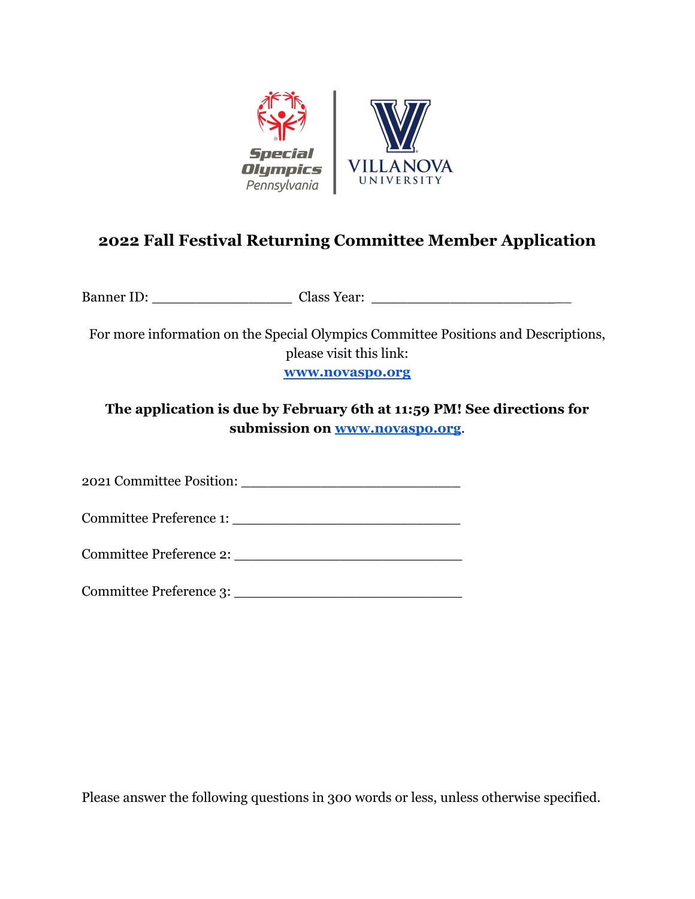# 2022 Fall Festival Returning Committee Member Application

Banner ID: _________________ Class Year: ________________________

For more information on the Special Olympics Committee Positions and Descriptions, please visit this link:
**www.novaspo.org**

**The application is due by February 6th at 11:59 PM! See directions for submission on www.novaspo.org.**

2021 Committee Position: __________________________

Committee Preference 1: ___________________________

Committee Preference 2: ___________________________

Committee Preference 3: ___________________________

Please answer the following questions in 300 words or less, unless otherwise specified.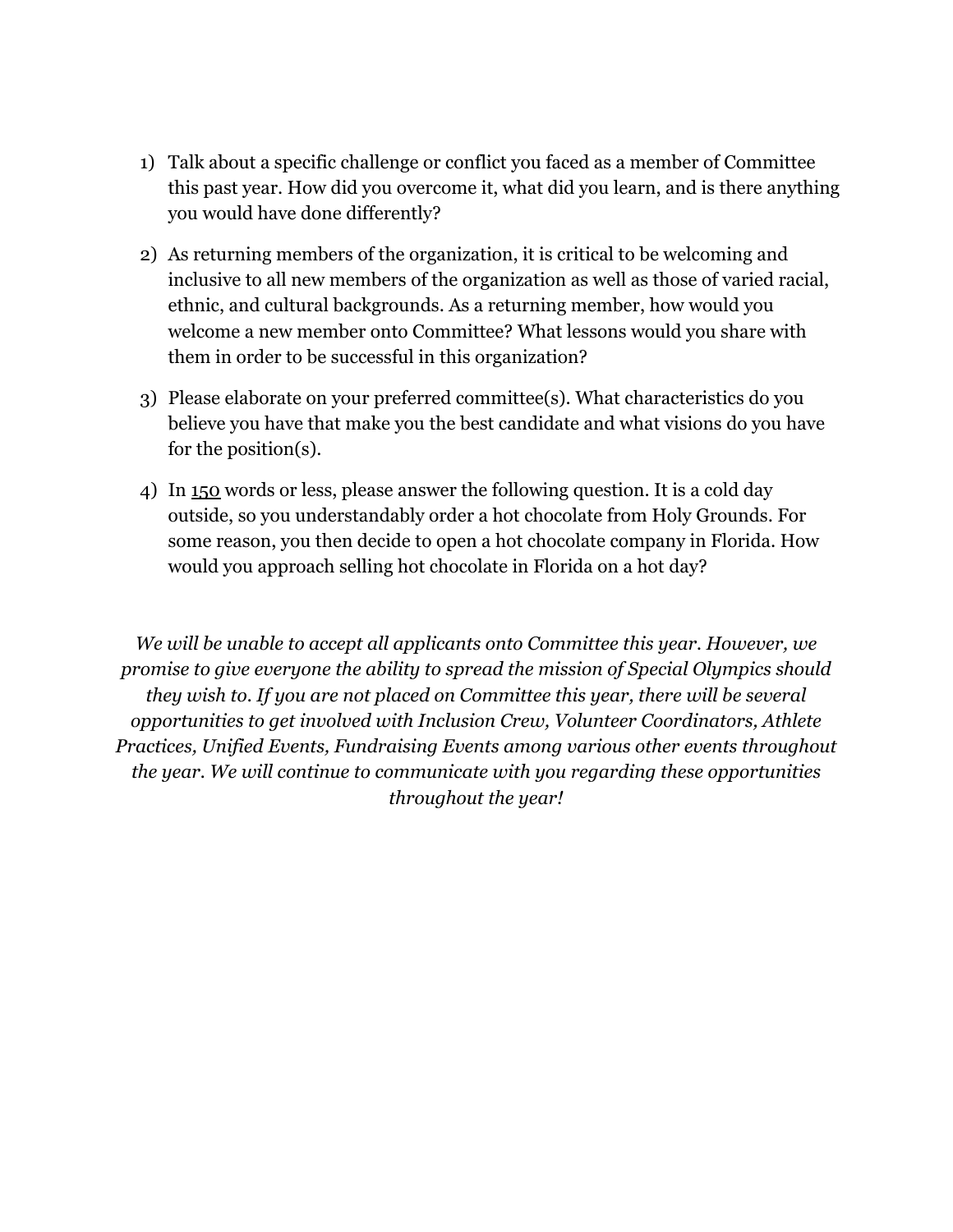1) Talk about a specific challenge or conflict you faced as a member of Committee this past year. How did you overcome it, what did you learn, and is there anything you would have done differently?

2) As returning members of the organization, it is critical to be welcoming and inclusive to all new members of the organization as well as those of varied racial, ethnic, and cultural backgrounds. As a returning member, how would you welcome a new member onto Committee? What lessons would you share with them in order to be successful in this organization?

3) Please elaborate on your preferred committee(s). What characteristics do you believe you have that make you the best candidate and what visions do you have for the position(s).

4) In <u>150</u> words or less, please answer the following question. It is a cold day outside, so you understandably order a hot chocolate from Holy Grounds. For some reason, you then decide to open a hot chocolate company in Florida. How would you approach selling hot chocolate in Florida on a hot day?

*We will be unable to accept all applicants onto Committee this year. However, we promise to give everyone the ability to spread the mission of Special Olympics should they wish to. If you are not placed on Committee this year, there will be several opportunities to get involved with Inclusion Crew, Volunteer Coordinators, Athlete Practices, Unified Events, Fundraising Events among various other events throughout the year. We will continue to communicate with you regarding these opportunities throughout the year!*